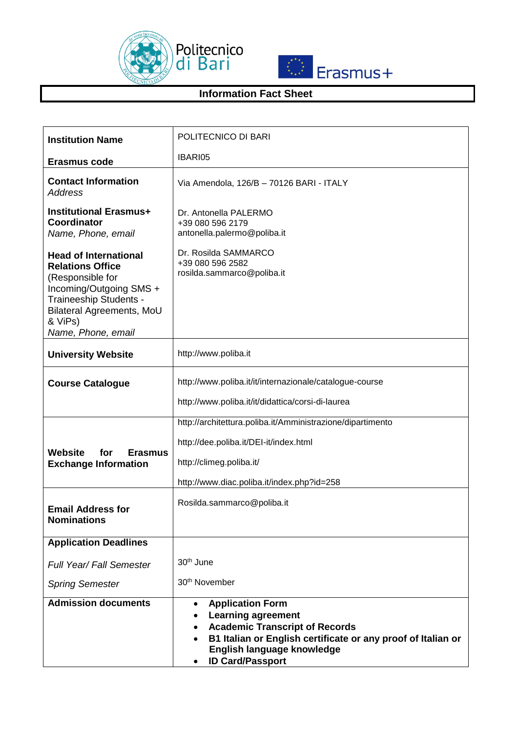# Information Fact Sheet

| | |
|---|---|
| **Institution Name**<br><br>**Erasmus code** | POLITECNICO DI BARI<br><br>IBARI05 |
| **Contact Information**<br>*Address*<br><br>**Institutional Erasmus+ Coordinator**<br>*Name, Phone, email*<br><br>**Head of International Relations Office** (Responsible for Incoming/Outgoing SMS + Traineeship Students - Bilateral Agreements, MoU & ViPs)<br>*Name, Phone, email* | Via Amendola, 126/B – 70126 BARI - ITALY<br><br>Dr. Antonella PALERMO<br>+39 080 596 2179<br>antonella.palermo@poliba.it<br><br>Dr. Rosilda SAMMARCO<br>+39 080 596 2582<br>rosilda.sammarco@poliba.it |
| **University Website** | http://www.poliba.it |
| **Course Catalogue** | http://www.poliba.it/it/internazionale/catalogue-course<br><br>http://www.poliba.it/it/didattica/corsi-di-laurea |
| **Website for Erasmus Exchange Information** | http://architettura.poliba.it/Amministrazione/dipartimento<br><br>http://dee.poliba.it/DEI-it/index.html<br><br>http://climeg.poliba.it/<br><br>http://www.diac.poliba.it/index.php?id=258 |
| **Email Address for Nominations** | Rosilda.sammarco@poliba.it |
| **Application Deadlines**<br><br>*Full Year/ Fall Semester*<br><br>*Spring Semester* | <br><br>30th June<br><br>30th November |
| **Admission documents** | • **Application Form**<br>• **Learning agreement**<br>• **Academic Transcript of Records**<br>• **B1 Italian or English certificate or any proof of Italian or English language knowledge**<br>• **ID Card/Passport** |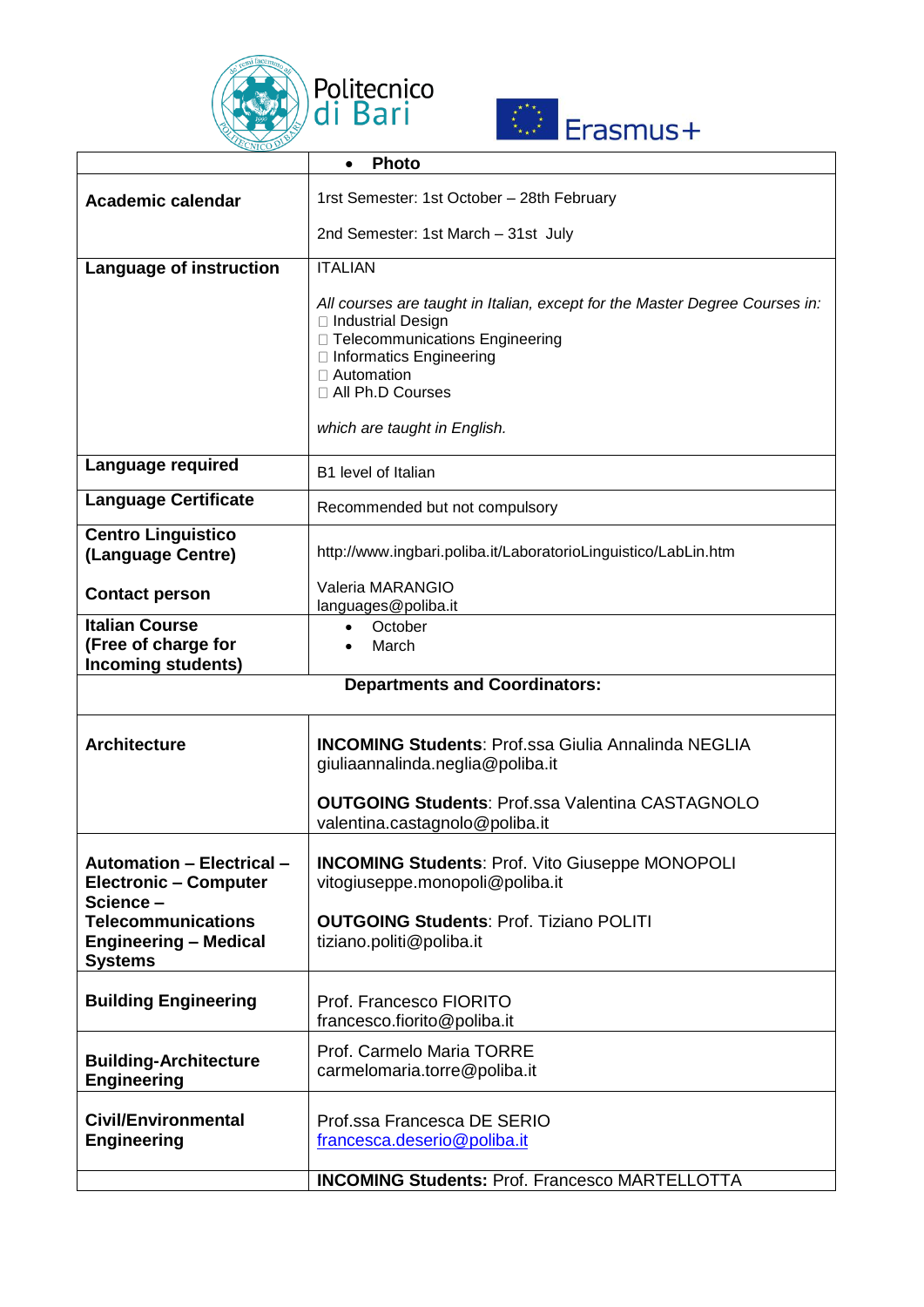Politecnico di Bari

Erasmus+

| | • **Photo** |
|---|---|
| **Academic calendar** | 1rst Semester: 1st October – 28th February<br><br>2nd Semester: 1st March – 31st July |
| **Language of instruction** | ITALIAN<br><br>*All courses are taught in Italian, except for the Master Degree Courses in:*<br>□ Industrial Design<br>□ Telecommunications Engineering<br>□ Informatics Engineering<br>□ Automation<br>□ All Ph.D Courses<br><br>*which are taught in English.* |
| **Language required** | B1 level of Italian |
| **Language Certificate** | Recommended but not compulsory |
| **Centro Linguistico (Language Centre)**<br><br>**Contact person** | http://www.ingbari.poliba.it/LaboratorioLinguistico/LabLin.htm<br><br>Valeria MARANGIO<br>languages@poliba.it |
| **Italian Course (Free of charge for Incoming students)** | • October<br>• March |
| **Departments and Coordinators:** | |
| **Architecture** | **INCOMING Students**: Prof.ssa Giulia Annalinda NEGLIA<br>giuliaannalinda.neglia@poliba.it<br><br>**OUTGOING Students**: Prof.ssa Valentina CASTAGNOLO<br>valentina.castagnolo@poliba.it |
| **Automation – Electrical – Electronic – Computer Science – Telecommunications Engineering – Medical Systems** | **INCOMING Students**: Prof. Vito Giuseppe MONOPOLI<br>vitogiuseppe.monopoli@poliba.it<br><br>**OUTGOING Students**: Prof. Tiziano POLITI<br>tiziano.politi@poliba.it |
| **Building Engineering** | Prof. Francesco FIORITO<br>francesco.fiorito@poliba.it |
| **Building-Architecture Engineering** | Prof. Carmelo Maria TORRE<br>carmelomaria.torre@poliba.it |
| **Civil/Environmental Engineering** | Prof.ssa Francesca DE SERIO<br>francesca.deserio@poliba.it |
| | **INCOMING Students:** Prof. Francesco MARTELLOTTA |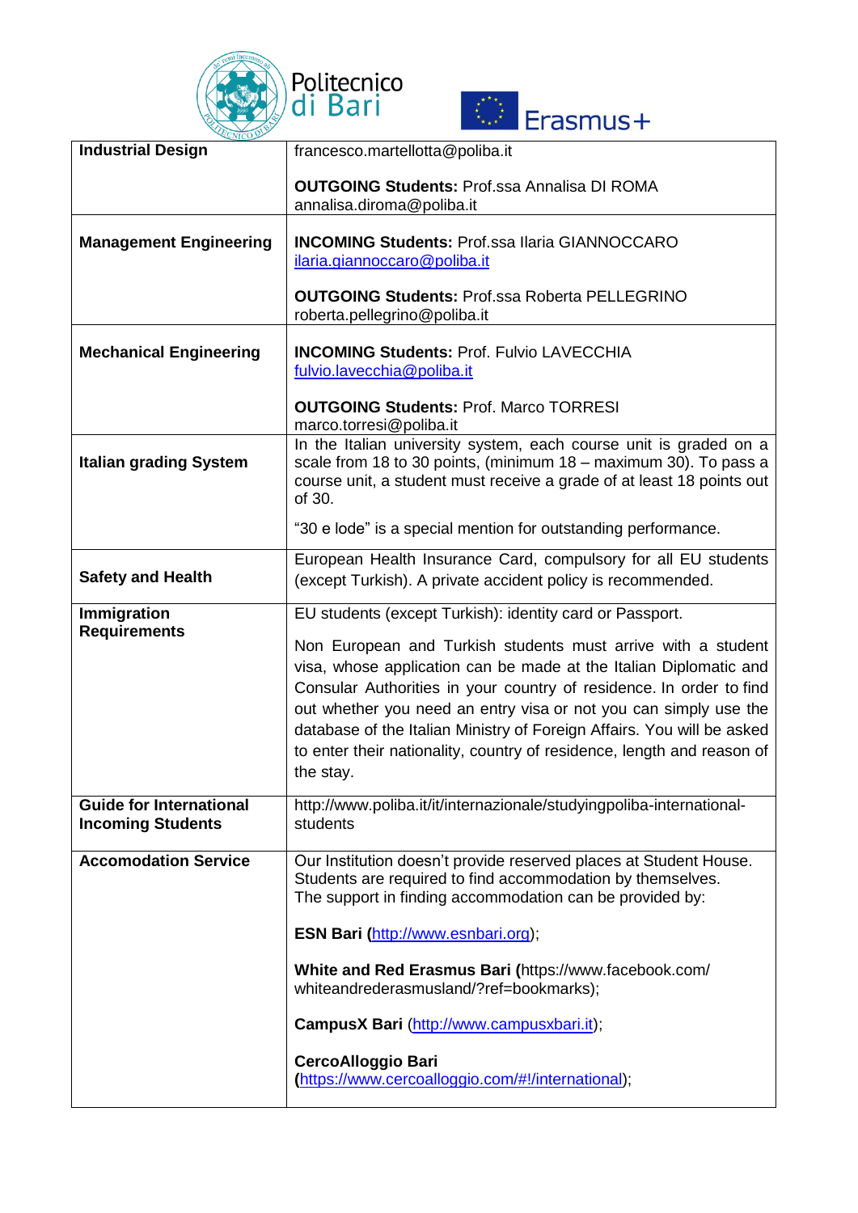| | |
|---|---|
| **Industrial Design** | francesco.martellotta@poliba.it<br><br>**OUTGOING Students:** Prof.ssa Annalisa DI ROMA annalisa.diroma@poliba.it |
| **Management Engineering** | **INCOMING Students:** Prof.ssa Ilaria GIANNOCCARO ilaria.giannoccaro@poliba.it<br><br>**OUTGOING Students:** Prof.ssa Roberta PELLEGRINO roberta.pellegrino@poliba.it |
| **Mechanical Engineering** | **INCOMING Students:** Prof. Fulvio LAVECCHIA fulvio.lavecchia@poliba.it<br><br>**OUTGOING Students:** Prof. Marco TORRESI marco.torresi@poliba.it |
| **Italian grading System** | In the Italian university system, each course unit is graded on a scale from 18 to 30 points, (minimum 18 – maximum 30). To pass a course unit, a student must receive a grade of at least 18 points out of 30.<br><br>"30 e lode" is a special mention for outstanding performance. |
| **Safety and Health** | European Health Insurance Card, compulsory for all EU students (except Turkish). A private accident policy is recommended. |
| **Immigration Requirements** | EU students (except Turkish): identity card or Passport.<br><br>Non European and Turkish students must arrive with a student visa, whose application can be made at the Italian Diplomatic and Consular Authorities in your country of residence. In order to find out whether you need an entry visa or not you can simply use the database of the Italian Ministry of Foreign Affairs. You will be asked to enter their nationality, country of residence, length and reason of the stay. |
| **Guide for International Incoming Students** | http://www.poliba.it/it/internazionale/studyingpoliba-international-students |
| **Accomodation Service** | Our Institution doesn't provide reserved places at Student House. Students are required to find accommodation by themselves. The support in finding accommodation can be provided by:<br><br>**ESN Bari (**http://www.esnbari.org);<br><br>**White and Red Erasmus Bari (**https://www.facebook.com/whiteandrederasmusland/?ref=bookmarks);<br><br>**CampusX Bari** (http://www.campusxbari.it);<br><br>**CercoAlloggio Bari**<br>**(**https://www.cercoalloggio.com/#!/international); |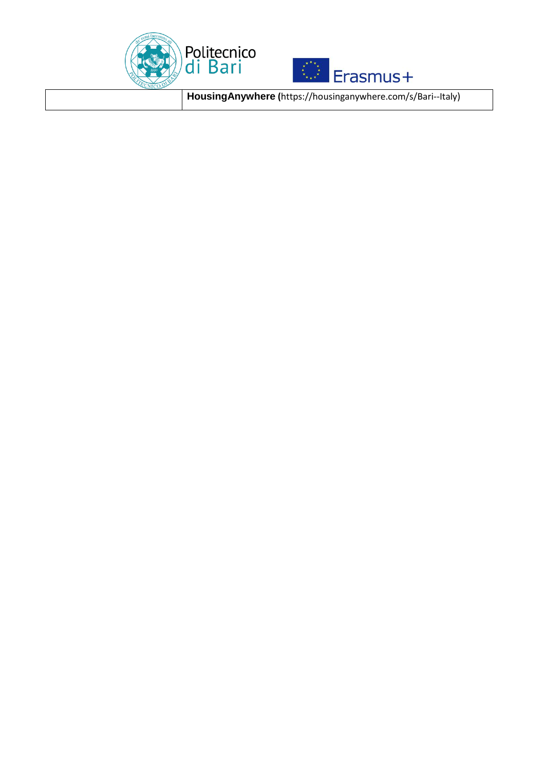| | |
|---|---|
| | **HousingAnywhere (**https://housinganywhere.com/s/Bari--Italy) |